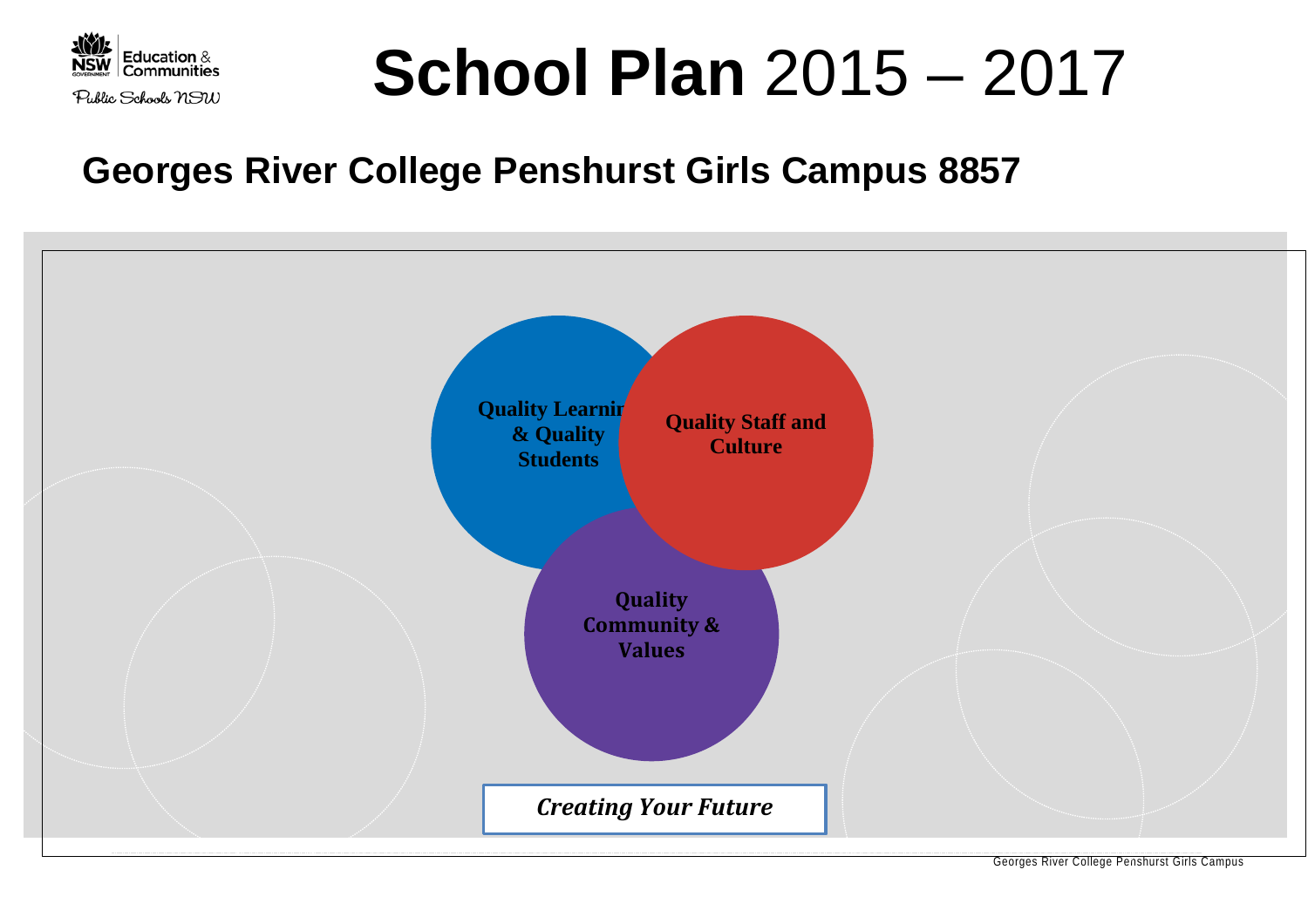Education & Communities

Public Schools NSW

# **School Plan** 2015 – 2017

## Georges River College Penshurst Girls Campus 8857

**Quality Learning & Quality Students**

**Quality Staff and Culture**

**Quality Community & Values**

***Creating Your Future***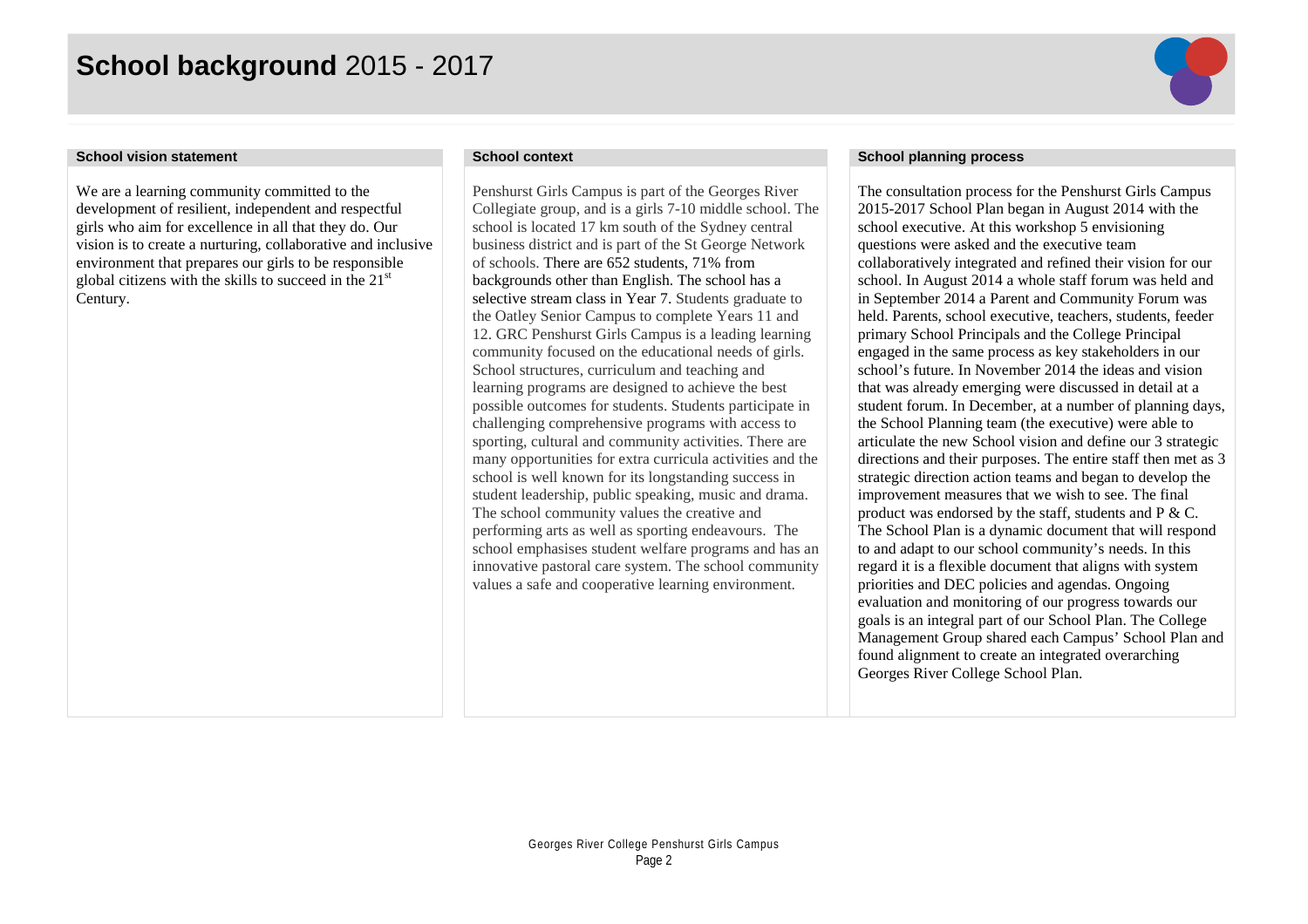# **School background** 2015 - 2017

### School vision statement

We are a learning community committed to the development of resilient, independent and respectful girls who aim for excellence in all that they do. Our vision is to create a nurturing, collaborative and inclusive environment that prepares our girls to be responsible global citizens with the skills to succeed in the 21st Century.

### School context

Penshurst Girls Campus is part of the Georges River Collegiate group, and is a girls 7-10 middle school. The school is located 17 km south of the Sydney central business district and is part of the St George Network of schools. There are 652 students, 71% from backgrounds other than English. The school has a selective stream class in Year 7. Students graduate to the Oatley Senior Campus to complete Years 11 and 12. GRC Penshurst Girls Campus is a leading learning community focused on the educational needs of girls. School structures, curriculum and teaching and learning programs are designed to achieve the best possible outcomes for students. Students participate in challenging comprehensive programs with access to sporting, cultural and community activities. There are many opportunities for extra curricula activities and the school is well known for its longstanding success in student leadership, public speaking, music and drama. The school community values the creative and performing arts as well as sporting endeavours. The school emphasises student welfare programs and has an innovative pastoral care system. The school community values a safe and cooperative learning environment.

### School planning process

The consultation process for the Penshurst Girls Campus 2015-2017 School Plan began in August 2014 with the school executive. At this workshop 5 envisioning questions were asked and the executive team collaboratively integrated and refined their vision for our school. In August 2014 a whole staff forum was held and in September 2014 a Parent and Community Forum was held. Parents, school executive, teachers, students, feeder primary School Principals and the College Principal engaged in the same process as key stakeholders in our school's future. In November 2014 the ideas and vision that was already emerging were discussed in detail at a student forum. In December, at a number of planning days, the School Planning team (the executive) were able to articulate the new School vision and define our 3 strategic directions and their purposes. The entire staff then met as 3 strategic direction action teams and began to develop the improvement measures that we wish to see. The final product was endorsed by the staff, students and P & C. The School Plan is a dynamic document that will respond to and adapt to our school community's needs. In this regard it is a flexible document that aligns with system priorities and DEC policies and agendas. Ongoing evaluation and monitoring of our progress towards our goals is an integral part of our School Plan. The College Management Group shared each Campus' School Plan and found alignment to create an integrated overarching Georges River College School Plan.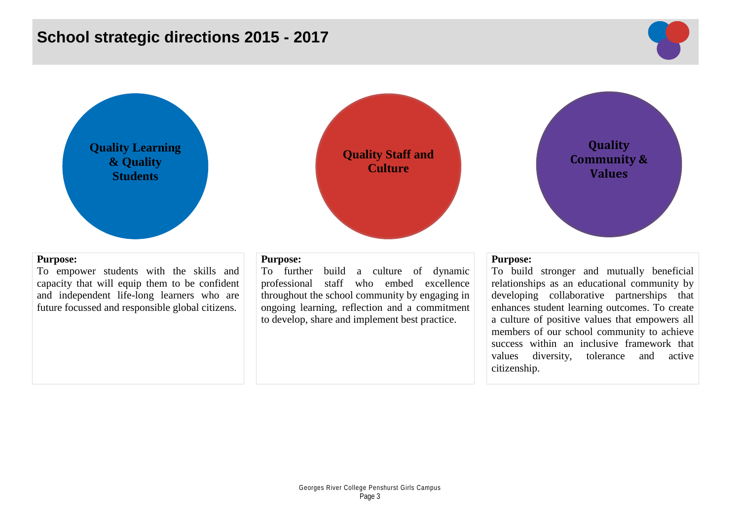# School strategic directions 2015 - 2017

## Quality Learning & Quality Students

**Purpose:**
To empower students with the skills and capacity that will equip them to be confident and independent life-long learners who are future focussed and responsible global citizens.

## Quality Staff and Culture

**Purpose:**
To further build a culture of dynamic professional staff who embed excellence throughout the school community by engaging in ongoing learning, reflection and a commitment to develop, share and implement best practice.

## Quality Community & Values

**Purpose:**
To build stronger and mutually beneficial relationships as an educational community by developing collaborative partnerships that enhances student learning outcomes. To create a culture of positive values that empowers all members of our school community to achieve success within an inclusive framework that values diversity, tolerance and active citizenship.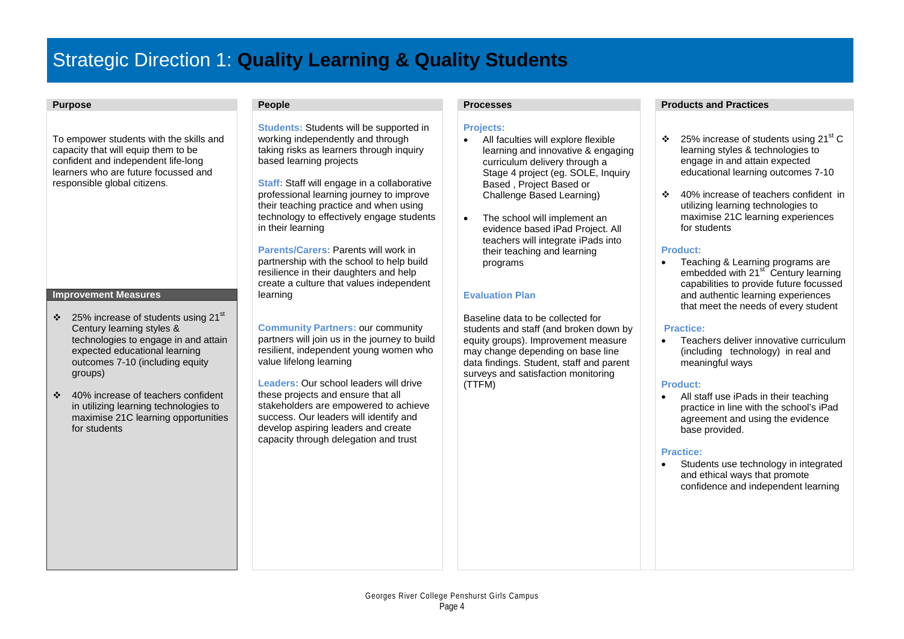# Strategic Direction 1: **Quality Learning & Quality Students**

## Purpose

To empower students with the skills and capacity that will equip them to be confident and independent life-long learners who are future focussed and responsible global citizens.

## Improvement Measures

- 25% increase of students using 21st Century learning styles & technologies to engage in and attain expected educational learning outcomes 7-10 (including equity groups)
- 40% increase of teachers confident in utilizing learning technologies to maximise 21C learning opportunities for students

## People

**Students:** Students will be supported in working independently and through taking risks as learners through inquiry based learning projects

**Staff:** Staff will engage in a collaborative professional learning journey to improve their teaching practice and when using technology to effectively engage students in their learning

**Parents/Carers:** Parents will work in partnership with the school to help build resilience in their daughters and help create a culture that values independent learning

**Community Partners:** our community partners will join us in the journey to build resilient, independent young women who value lifelong learning

**Leaders:** Our school leaders will drive these projects and ensure that all stakeholders are empowered to achieve success. Our leaders will identify and develop aspiring leaders and create capacity through delegation and trust

## Processes

**Projects:**

- All faculties will explore flexible learning and innovative & engaging curriculum delivery through a Stage 4 project (eg. SOLE, Inquiry Based , Project Based or Challenge Based Learning)
- The school will implement an evidence based iPad Project. All teachers will integrate iPads into their teaching and learning programs

**Evaluation Plan**

Baseline data to be collected for students and staff (and broken down by equity groups). Improvement measure may change depending on base line data findings. Student, staff and parent surveys and satisfaction monitoring (TTFM)

## Products and Practices

- 25% increase of students using 21st C learning styles & technologies to engage in and attain expected educational learning outcomes 7-10
- 40% increase of teachers confident in utilizing learning technologies to maximise 21C learning experiences for students

**Product:**

- Teaching & Learning programs are embedded with 21st Century learning capabilities to provide future focussed and authentic learning experiences that meet the needs of every student

**Practice:**

- Teachers deliver innovative curriculum (including technology) in real and meaningful ways

**Product:**

- All staff use iPads in their teaching practice in line with the school's iPad agreement and using the evidence base provided.

**Practice:**

- Students use technology in integrated and ethical ways that promote confidence and independent learning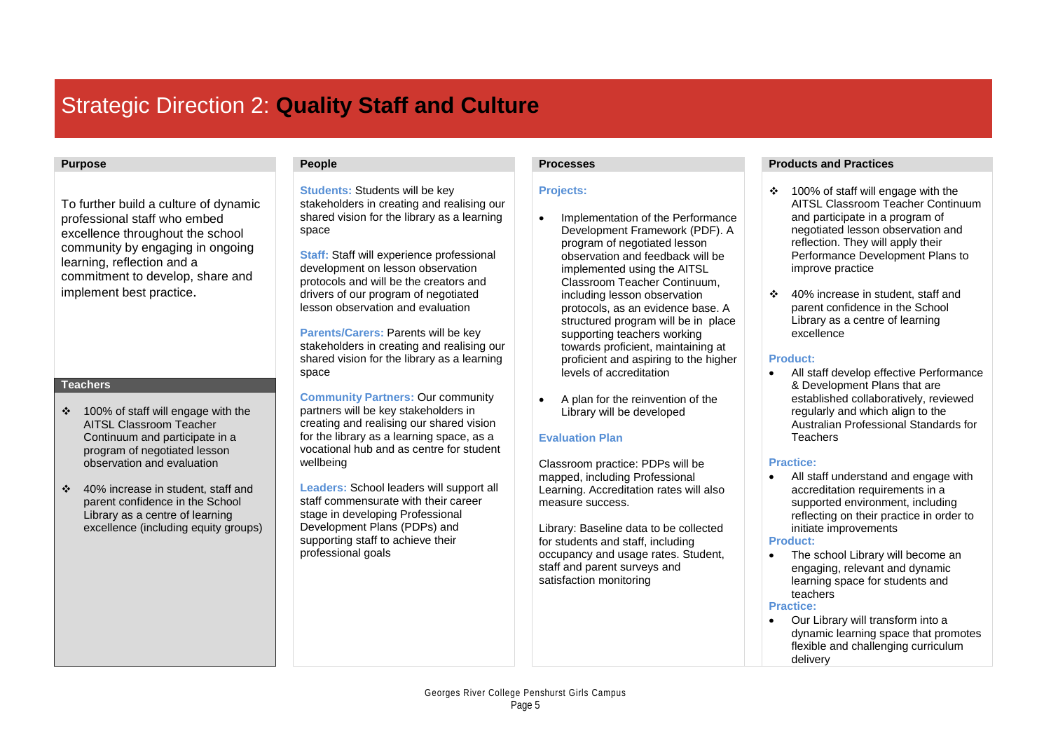# Strategic Direction 2: **Quality Staff and Culture**

## Purpose

To further build a culture of dynamic professional staff who embed excellence throughout the school community by engaging in ongoing learning, reflection and a commitment to develop, share and implement best practice.

### Teachers

- 100% of staff will engage with the AITSL Classroom Teacher Continuum and participate in a program of negotiated lesson observation and evaluation
- 40% increase in student, staff and parent confidence in the School Library as a centre of learning excellence (including equity groups)

## People

**Students:** Students will be key stakeholders in creating and realising our shared vision for the library as a learning space

**Staff:** Staff will experience professional development on lesson observation protocols and will be the creators and drivers of our program of negotiated lesson observation and evaluation

**Parents/Carers:** Parents will be key stakeholders in creating and realising our shared vision for the library as a learning space

**Community Partners:** Our community partners will be key stakeholders in creating and realising our shared vision for the library as a learning space, as a vocational hub and as centre for student wellbeing

**Leaders:** School leaders will support all staff commensurate with their career stage in developing Professional Development Plans (PDPs) and supporting staff to achieve their professional goals

## Processes

**Projects:**

- Implementation of the Performance Development Framework (PDF). A program of negotiated lesson observation and feedback will be implemented using the AITSL Classroom Teacher Continuum, including lesson observation protocols, as an evidence base. A structured program will be in place supporting teachers working towards proficient, maintaining at proficient and aspiring to the higher levels of accreditation
- A plan for the reinvention of the Library will be developed

**Evaluation Plan**

Classroom practice: PDPs will be mapped, including Professional Learning. Accreditation rates will also measure success.

Library: Baseline data to be collected for students and staff, including occupancy and usage rates. Student, staff and parent surveys and satisfaction monitoring

## Products and Practices

- 100% of staff will engage with the AITSL Classroom Teacher Continuum and participate in a program of negotiated lesson observation and reflection. They will apply their Performance Development Plans to improve practice
- 40% increase in student, staff and parent confidence in the School Library as a centre of learning excellence

**Product:**

- All staff develop effective Performance & Development Plans that are established collaboratively, reviewed regularly and which align to the Australian Professional Standards for Teachers

**Practice:**

- All staff understand and engage with accreditation requirements in a supported environment, including reflecting on their practice in order to initiate improvements

**Product:**

- The school Library will become an engaging, relevant and dynamic learning space for students and teachers

**Practice:**

- Our Library will transform into a dynamic learning space that promotes flexible and challenging curriculum delivery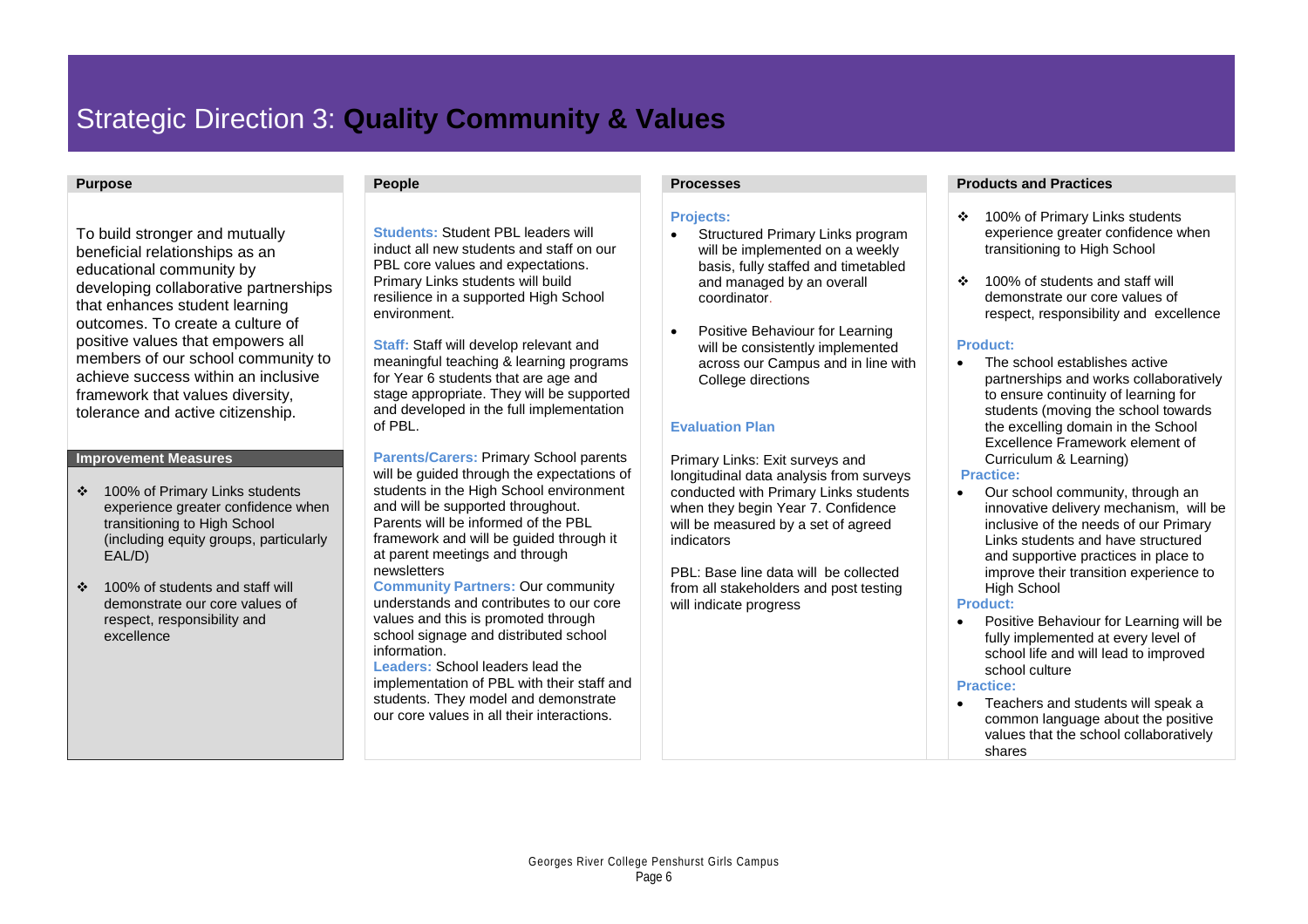# Strategic Direction 3: **Quality Community & Values**

### Purpose

To build stronger and mutually beneficial relationships as an educational community by developing collaborative partnerships that enhances student learning outcomes. To create a culture of positive values that empowers all members of our school community to achieve success within an inclusive framework that values diversity, tolerance and active citizenship.

### Improvement Measures

- 100% of Primary Links students experience greater confidence when transitioning to High School (including equity groups, particularly EAL/D)
- 100% of students and staff will demonstrate our core values of respect, responsibility and excellence

### People

**Students:** Student PBL leaders will induct all new students and staff on our PBL core values and expectations. Primary Links students will build resilience in a supported High School environment.

**Staff:** Staff will develop relevant and meaningful teaching & learning programs for Year 6 students that are age and stage appropriate. They will be supported and developed in the full implementation of PBL.

**Parents/Carers:** Primary School parents will be guided through the expectations of students in the High School environment and will be supported throughout. Parents will be informed of the PBL framework and will be guided through it at parent meetings and through newsletters

**Community Partners:** Our community understands and contributes to our core values and this is promoted through school signage and distributed school information.

**Leaders:** School leaders lead the implementation of PBL with their staff and students. They model and demonstrate our core values in all their interactions.

### Processes

**Projects:**

- Structured Primary Links program will be implemented on a weekly basis, fully staffed and timetabled and managed by an overall coordinator.
- Positive Behaviour for Learning will be consistently implemented across our Campus and in line with College directions

**Evaluation Plan**

Primary Links: Exit surveys and longitudinal data analysis from surveys conducted with Primary Links students when they begin Year 7. Confidence will be measured by a set of agreed indicators

PBL: Base line data will be collected from all stakeholders and post testing will indicate progress

### Products and Practices

- 100% of Primary Links students experience greater confidence when transitioning to High School
- 100% of students and staff will demonstrate our core values of respect, responsibility and excellence

**Product:**

- The school establishes active partnerships and works collaboratively to ensure continuity of learning for students (moving the school towards the excelling domain in the School Excellence Framework element of Curriculum & Learning)

**Practice:**

- Our school community, through an innovative delivery mechanism, will be inclusive of the needs of our Primary Links students and have structured and supportive practices in place to improve their transition experience to High School

**Product:**

- Positive Behaviour for Learning will be fully implemented at every level of school life and will lead to improved school culture

**Practice:**

- Teachers and students will speak a common language about the positive values that the school collaboratively shares